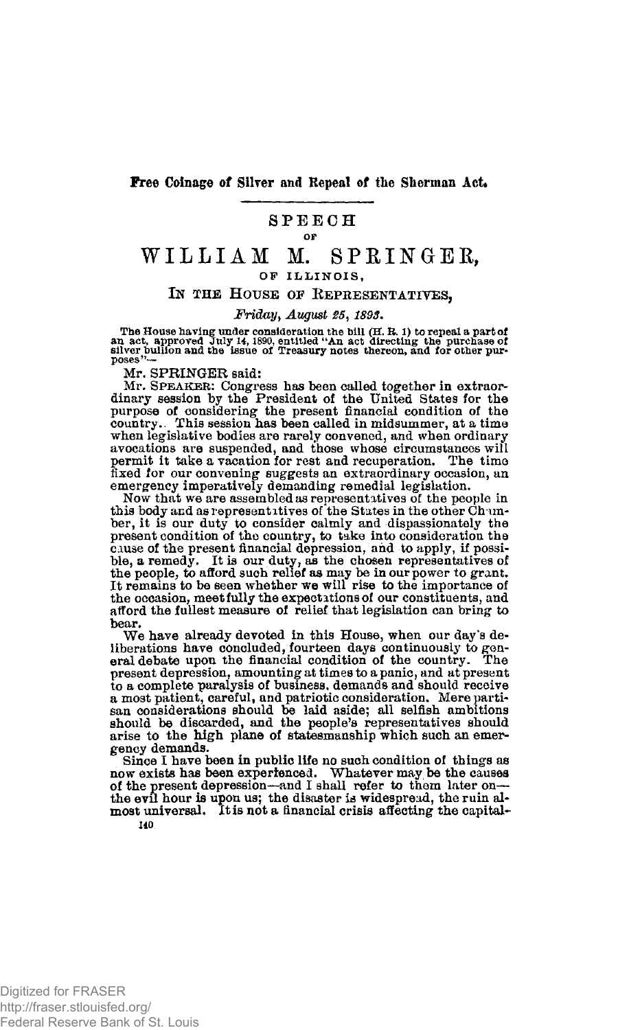**Free Coinage of Silver and Repeal of the Sherman Act.**

# SPEECH

OF

# WILLIAM M. SPRINGER,

OF ILLINOIS,

IN THE HOUSE OF REPRESENTATIVES,

*Friday, August 25, 1893.*

The House having under consideration the bill (H. R. 1) to repeal a part of an act, approved July 14, 1890, entitled "An act directing the purchase of silver bullion and the issue of Treasury notes thereon, and for other purposes"—

Mr. SPRINGER said:

Mr. SPEAKER: Congress has been called together in extraordinary session by the President of the United States for the purpose of considering the present financial condition of the country. This session has been called in midsummer, at a time when legislative bodies are rarely convened, and when ordinary avocations are suspended, and those whose circumstances will permit it take a vacation for rest and recuperation. The time fixed for our convening suggests an extraordinary occasion, an emergency imperatively demanding remedial legislation.

Now that we are assembled as representatives of the people in this body and as representatives of the States in the other Chamber, it is our duty to consider calmly and dispassionately the present condition of the country, to take into consideration the cause of the present financial depression, and to apply, if possible, a remedy. It is our duty, as the chosen representatives of the people, to afford such relief as may be in our power to grant. It remains to be seen whether we will rise to the importance of the occasion, meet fully the expectations of our constituents, and afford the fullest measure of relief that legislation can bring to bear.

We have already devoted in this House, when our day's deliberations have concluded, fourteen days continuously to general debate upon the financial condition of the country. The present depression, amounting at times to a panic, and at present to a complete paralysis of business, demands and should receive a most patient, careful, and patriotic consideration. Mere partisan considerations should be laid aside; all selfish ambitions should be discarded, and the people's representatives should arise to the high plane of statesmanship which such an emergency demands.

Since I have been in public life no such condition of things as now exists has been experienced. Whatever may be the causes of the present depression—and I shall refer to them later on—the evil hour is upon us; the disaster is widespread, the ruin almost universal. It is not a financial crisis affecting the capital-

140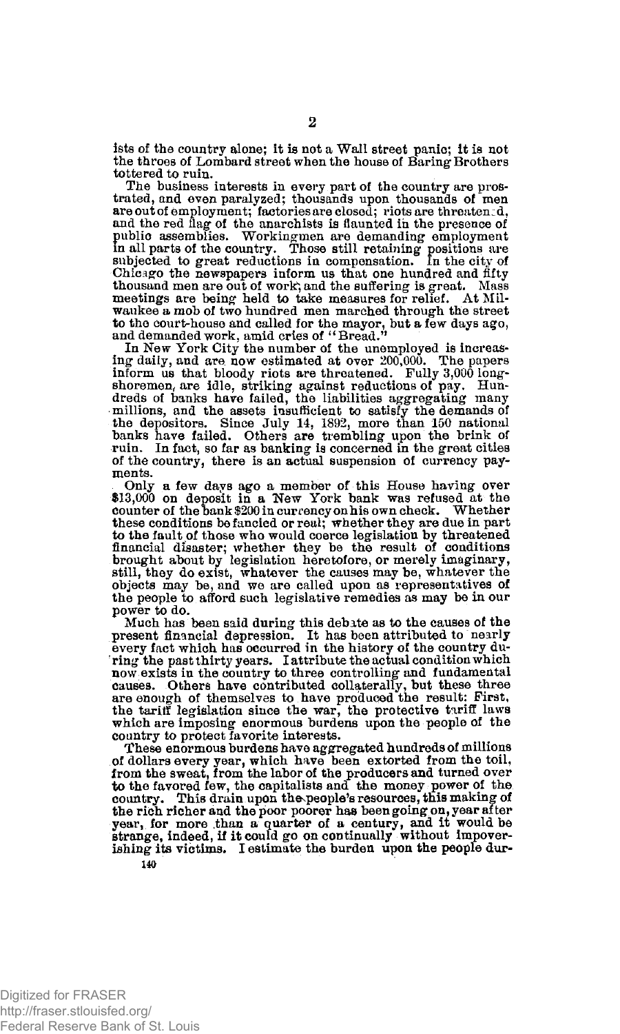ists of the country alone; it is not a Wall street panic; it is not the throes of Lombard street when the house of Baring Brothers tottered to ruin.

The business interests in every part of the country are prostrated, and even paralyzed; thousands upon thousands of men are out of employment; factories are closed; riots are threatened, and the red flag of the anarchists is flaunted in the presence of public assemblies. Workingmen are demanding employment in all parts of the country. Those still retaining positions are subjected to great reductions in compensation. In the city of Chicago the newspapers inform us that one hundred and fifty thousand men are out of work, and the suffering is great. Mass meetings are being held to take measures for relief. At Milwaukee a mob of two hundred men marched through the street to the court-house and called for the mayor, but a few days ago, and demanded work, amid cries of "Bread."

In New York City the number of the unemployed is increasing daily, and are now estimated at over 200,000. The papers inform us that bloody riots are threatened. Fully 3,000 longshoremen, are idle, striking against reductions of pay. Hundreds of banks have failed, the liabilities aggregating many millions, and the assets insufficient to satisfy the demands of the depositors. Since July 14, 1892, more than 150 national banks have failed. Others are trembling upon the brink of ruin. In fact, so far as banking is concerned in the great cities of the country, there is an actual suspension of currency payments.

Only a few days ago a member of this House having over $13,000 on deposit in a New York bank was refused at the counter of the bank $200 in currency on his own check. Whether these conditions be fancied or real; whether they are due in part to the fault of those who would coerce legislation by threatened financial disaster; whether they be the result of conditions brought about by legislation heretofore, or merely imaginary, still, they do exist, whatever the causes may be, whatever the objects may be, and we are called upon as representatives of the people to afford such legislative remedies as may be in our power to do.

Much has been said during this debate as to the causes of the present financial depression. It has been attributed to nearly every fact which has occurred in the history of the country during the past thirty years. I attribute the actual condition which now exists in the country to three controlling and fundamental causes. Others have contributed collaterally, but these three are enough of themselves to have produced the result: First, the tariff legislation since the war, the protective tariff laws which are imposing enormous burdens upon the people of the country to protect favorite interests.

These enormous burdens have aggregated hundreds of millions of dollars every year, which have been extorted from the toil, from the sweat, from the labor of the producers and turned over to the favored few, the capitalists and the money power of the country. This drain upon the people's resources, this making of the rich richer and the poor poorer has been going on, year after year, for more than a quarter of a century, and it would be strange, indeed, if it could go on continually without impoverishing its victims. I estimate the burden upon the people dur-

140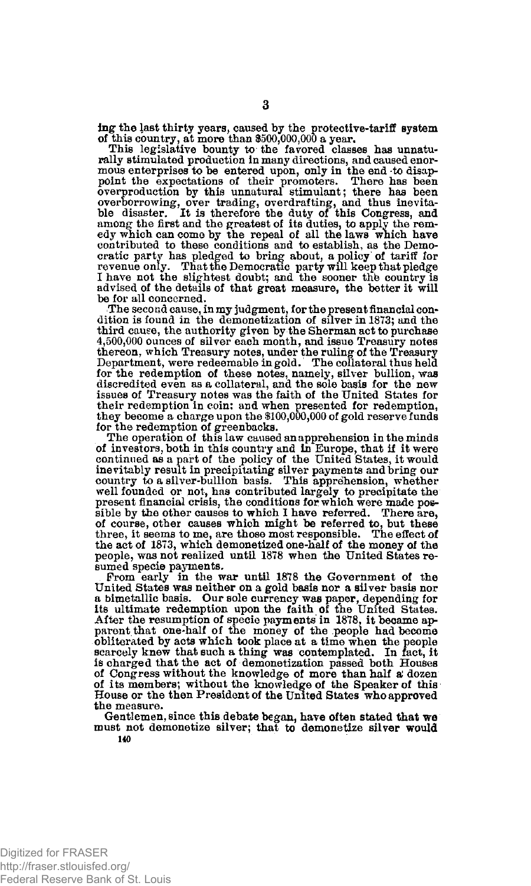ing the last thirty years, caused by the protective-tariff system of this country, at more than $500,000,000 a year.

This legislative bounty to the favored classes has unnaturally stimulated production in many directions, and caused enormous enterprises to be entered upon, only in the end to disappoint the expectations of their promoters. There has been overproduction by this unnatural stimulant; there has been overborrowing, over trading, overdrafting, and thus inevitable disaster. It is therefore the duty of this Congress, and among the first and the greatest of its duties, to apply the remedy which can come by the repeal of all the laws which have contributed to these conditions and to establish, as the Democratic party has pledged to bring about, a policy of tariff for revenue only. That the Democratic party will keep that pledge I have not the slightest doubt; and the sooner the country is advised of the details of that great measure, the better it will be for all concerned.

The second cause, in my judgment, for the present financial condition is found in the demonetization of silver in 1873; and the third cause, the authority given by the Sherman act to purchase 4,500,000 ounces of silver each month, and issue Treasury notes thereon, which Treasury notes, under the ruling of the Treasury Department, were redeemable in gold. The collateral thus held for the redemption of these notes, namely, silver bullion, was discredited even as a collateral, and the sole basis for the new issues of Treasury notes was the faith of the United States for their redemption in coin: and when presented for redemption, they become a charge upon the $100,000,000 of gold reserve funds for the redemption of greenbacks.

The operation of this law caused an apprehension in the minds of investors, both in this country and in Europe, that if it were continued as a part of the policy of the United States, it would inevitably result in precipitating silver payments and bring our country to a silver-bullion basis. This apprehension, whether well founded or not, has contributed largely to precipitate the present financial crisis, the conditions for which were made possible by the other causes to which I have referred. There are, of course, other causes which might be referred to, but these three, it seems to me, are those most responsible. The effect of the act of 1873, which demonetized one-half of the money of the people, was not realized until 1878 when the United States resumed specie payments.

From early in the war until 1878 the Government of the United States was neither on a gold basis nor a silver basis nor a bimetallic basis. Our sole currency was paper, depending for its ultimate redemption upon the faith of the United States. After the resumption of specie payments in 1878, it became apparent that one-half of the money of the people had become obliterated by acts which took place at a time when the people scarcely knew that such a thing was contemplated. In fact, it is charged that the act of demonetization passed both Houses of Congress without the knowledge of more than half a dozen of its members; without the knowledge of the Speaker of this House or the then President of the United States who approved the measure.

Gentlemen, since this debate began, have often stated that we must not demonetize silver; that to demonetize silver would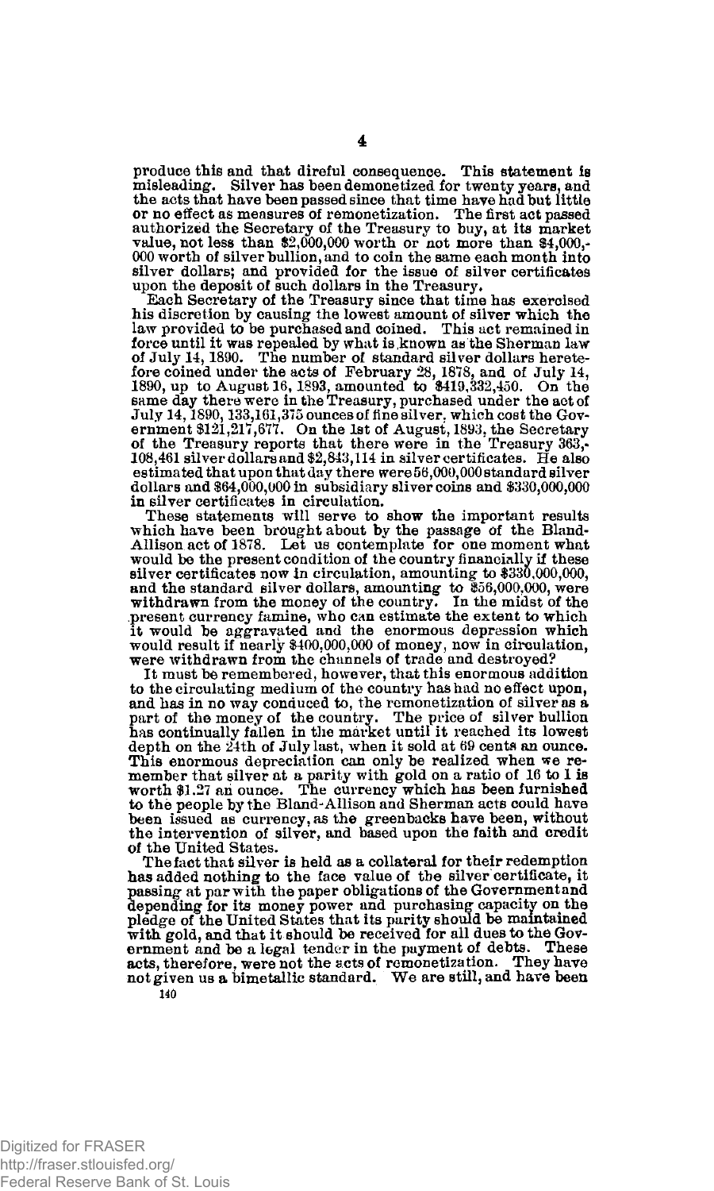produce this and that direful consequence. This statement is misleading. Silver has been demonetized for twenty years, and the acts that have been passed since that time have had but little or no effect as measures of remonetization. The first act passed authorized the Secretary of the Treasury to buy, at its market value, not less than $2,000,000 worth or not more than $4,000,000 worth of silver bullion, and to coin the same each month into silver dollars; and provided for the issue of silver certificates upon the deposit of such dollars in the Treasury.

Each Secretary of the Treasury since that time has exercised his discretion by causing the lowest amount of silver which the law provided to be purchased and coined. This act remained in force until it was repealed by what is known as the Sherman law of July 14, 1890. The number of standard silver dollars heretofore coined under the acts of February 28, 1878, and of July 14, 1890, up to August 16, 1893, amounted to $419,332,450. On the same day there were in the Treasury, purchased under the act of July 14, 1890, 133,161,375 ounces of fine silver, which cost the Government $121,217,677. On the 1st of August, 1893, the Secretary of the Treasury reports that there were in the Treasury 363,108,461 silver dollars and $2,843,114 in silver certificates. He also estimated that upon that day there were 56,000,000 standard silver dollars and $64,000,000 in subsidiary sliver coins and $330,000,000 in silver certificates in circulation.

These statements will serve to show the important results which have been brought about by the passage of the Bland-Allison act of 1878. Let us contemplate for one moment what would be the present condition of the country financially if these silver certificates now in circulation, amounting to $330,000,000, and the standard silver dollars, amounting to $56,000,000, were withdrawn from the money of the country. In the midst of the present currency famine, who can estimate the extent to which it would be aggravated and the enormous depression which would result if nearly $400,000,000 of money, now in circulation, were withdrawn from the channels of trade and destroyed?

It must be remembered, however, that this enormous addition to the circulating medium of the country has had no effect upon, and has in no way conduced to, the remonetization of silver as a part of the money of the country. The price of silver bullion has continually fallen in the market until it reached its lowest depth on the 24th of July last, when it sold at 69 cents an ounce. This enormous depreciation can only be realized when we remember that silver at a parity with gold on a ratio of 16 to 1 is worth $1.27 an ounce. The currency which has been furnished to the people by the Bland-Allison and Sherman acts could have been issued as currency, as the greenbacks have been, without the intervention of silver, and based upon the faith and credit of the United States.

The fact that silver is held as a collateral for their redemption has added nothing to the face value of the silver certificate, it passing at par with the paper obligations of the Government and depending for its money power and purchasing capacity on the pledge of the United States that its parity should be maintained with gold, and that it should be received for all dues to the Government and be a legal tender in the payment of debts. These acts, therefore, were not the acts of remonetization. They have not given us a bimetallic standard. We are still, and have been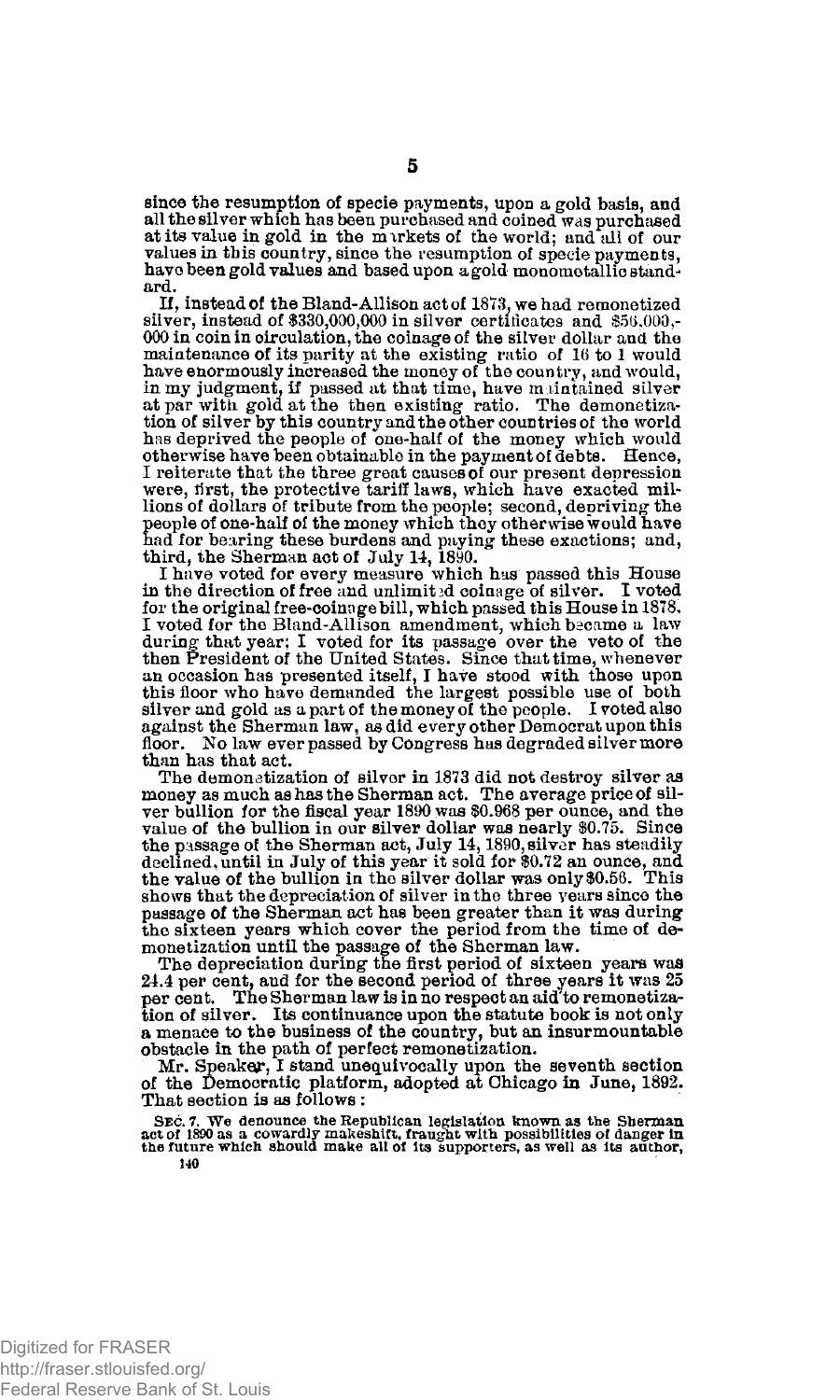since the resumption of specie payments, upon a gold basis, and all the silver which has been purchased and coined was purchased at its value in gold in the markets of the world; and all of our values in this country, since the resumption of specie payments, have been gold values and based upon a gold monometallic standard.

If, instead of the Bland-Allison act of 1873, we had remonetized silver, instead of $330,000,000 in silver certificates and $56,000,000 in coin in circulation, the coinage of the silver dollar and the maintenance of its parity at the existing ratio of 16 to 1 would have enormously increased the money of the country, and would, in my judgment, if passed at that time, have maintained silver at par with gold at the then existing ratio. The demonetization of silver by this country and the other countries of the world has deprived the people of one-half of the money which would otherwise have been obtainable in the payment of debts. Hence, I reiterate that the three great causes of our present depression were, first, the protective tariff laws, which have exacted millions of dollars of tribute from the people; second, depriving the people of one-half of the money which they otherwise would have had for bearing these burdens and paying these exactions; and, third, the Sherman act of July 14, 1890.

I have voted for every measure which has passed this House in the direction of free and unlimited coinage of silver. I voted for the original free-coinage bill, which passed this House in 1878. I voted for the Bland-Allison amendment, which became a law during that year; I voted for its passage over the veto of the then President of the United States. Since that time, whenever an occasion has presented itself, I have stood with those upon this floor who have demanded the largest possible use of both silver and gold as a part of the money of the people. I voted also against the Sherman law, as did every other Democrat upon this floor. No law ever passed by Congress has degraded silver more than has that act.

The demonetization of silver in 1873 did not destroy silver as money as much as has the Sherman act. The average price of silver bullion for the fiscal year 1890 was $0.968 per ounce, and the value of the bullion in our silver dollar was nearly $0.75. Since the passage of the Sherman act, July 14, 1890, silver has steadily declined, until in July of this year it sold for $0.72 an ounce, and the value of the bullion in the silver dollar was only $0.56. This shows that the depreciation of silver in the three years since the passage of the Sherman act has been greater than it was during the sixteen years which cover the period from the time of demonetization until the passage of the Sherman law.

The depreciation during the first period of sixteen years was 24.4 per cent, and for the second period of three years it was 25 per cent. The Sherman law is in no respect an aid to remonetization of silver. Its continuance upon the statute book is not only a menace to the business of the country, but an insurmountable obstacle in the path of perfect remonetization.

Mr. Speaker, I stand unequivocally upon the seventh section of the Democratic platform, adopted at Chicago in June, 1892. That section is as follows:

SEC. 7. We denounce the Republican legislation known as the Sherman act of 1890 as a cowardly makeshift, fraught with possibilities of danger in the future which should make all of its supporters, as well as its author,

140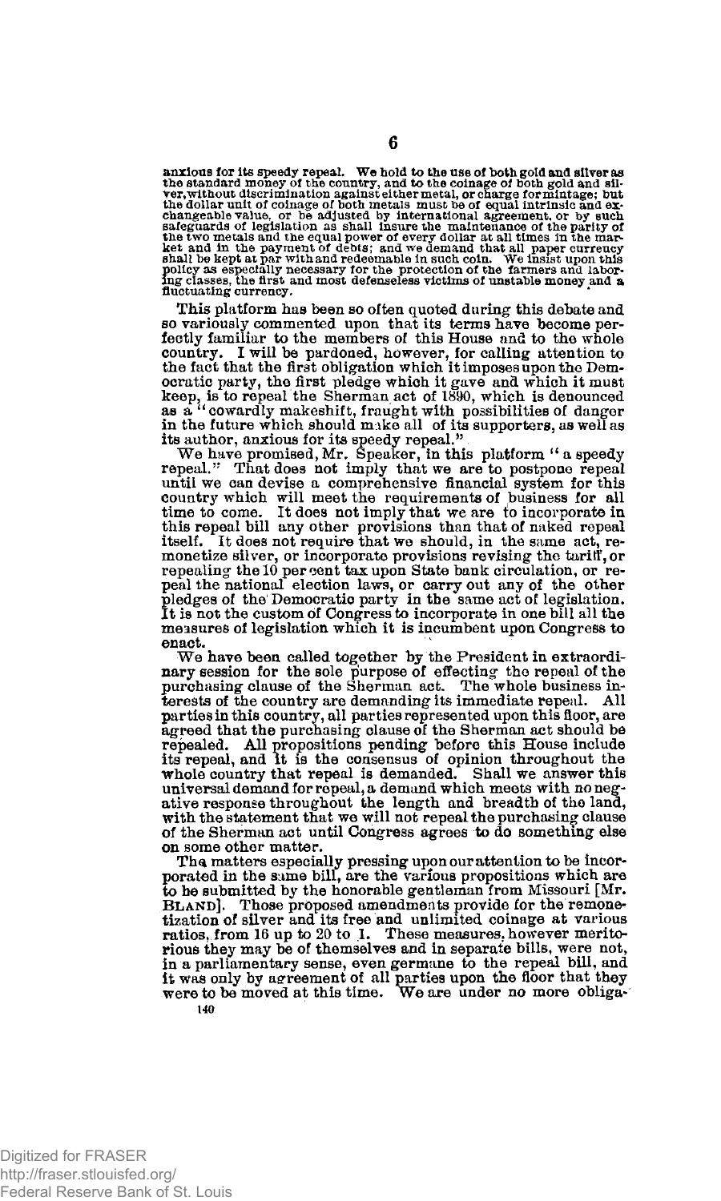anxious for its speedy repeal. We hold to the use of both gold and silver as the standard money of the country, and to the coinage of both gold and silver, without discrimination against either metal, or charge for mintage; but the dollar unit of coinage of both metals must be of equal intrinsic and exchangeable value, or be adjusted by international agreement, or by such safeguards of legislation as shall insure the maintenance of the parity of the two metals and the equal power of every dollar at all times in the market and in the payment of debts; and we demand that all paper currency shall be kept at par with and redeemable in such coin. We insist upon this policy as especially necessary for the protection of the farmers and laboring classes, the first and most defenseless victims of unstable money and a fluctuating currency.

This platform has been so often quoted during this debate and so variously commented upon that its terms have become perfectly familiar to the members of this House and to the whole country. I will be pardoned, however, for calling attention to the fact that the first obligation which it imposes upon the Democratic party, the first pledge which it gave and which it must keep, is to repeal the Sherman act of 1890, which is denounced as a "cowardly makeshift, fraught with possibilities of danger in the future which should make all of its supporters, as well as its author, anxious for its speedy repeal."

We have promised, Mr. Speaker, in this platform "a speedy repeal." That does not imply that we are to postpone repeal until we can devise a comprehensive financial system for this country which will meet the requirements of business for all time to come. It does not imply that we are to incorporate in this repeal bill any other provisions than that of naked repeal itself. It does not require that we should, in the same act, remonetize silver, or incorporate provisions revising the tariff, or repealing the 10 per cent tax upon State bank circulation, or repeal the national election laws, or carry out any of the other pledges of the Democratic party in the same act of legislation. It is not the custom of Congress to incorporate in one bill all the measures of legislation which it is incumbent upon Congress to enact.

We have been called together by the President in extraordinary session for the sole purpose of effecting the repeal of the purchasing clause of the Sherman act. The whole business interests of the country are demanding its immediate repeal. All parties in this country, all parties represented upon this floor, are agreed that the purchasing clause of the Sherman act should be repealed. All propositions pending before this House include its repeal, and it is the consensus of opinion throughout the whole country that repeal is demanded. Shall we answer this universal demand for repeal, a demand which meets with no negative response throughout the length and breadth of the land, with the statement that we will not repeal the purchasing clause of the Sherman act until Congress agrees to do something else on some other matter.

The matters especially pressing upon our attention to be incorporated in the same bill, are the various propositions which are to be submitted by the honorable gentleman from Missouri [Mr. BLAND]. Those proposed amendments provide for the remonetization of silver and its free and unlimited coinage at various ratios, from 16 up to 20 to 1. These measures, however meritorious they may be of themselves and in separate bills, were not, in a parliamentary sense, even germane to the repeal bill, and it was only by agreement of all parties upon the floor that they were to be moved at this time. We are under no more obliga-

140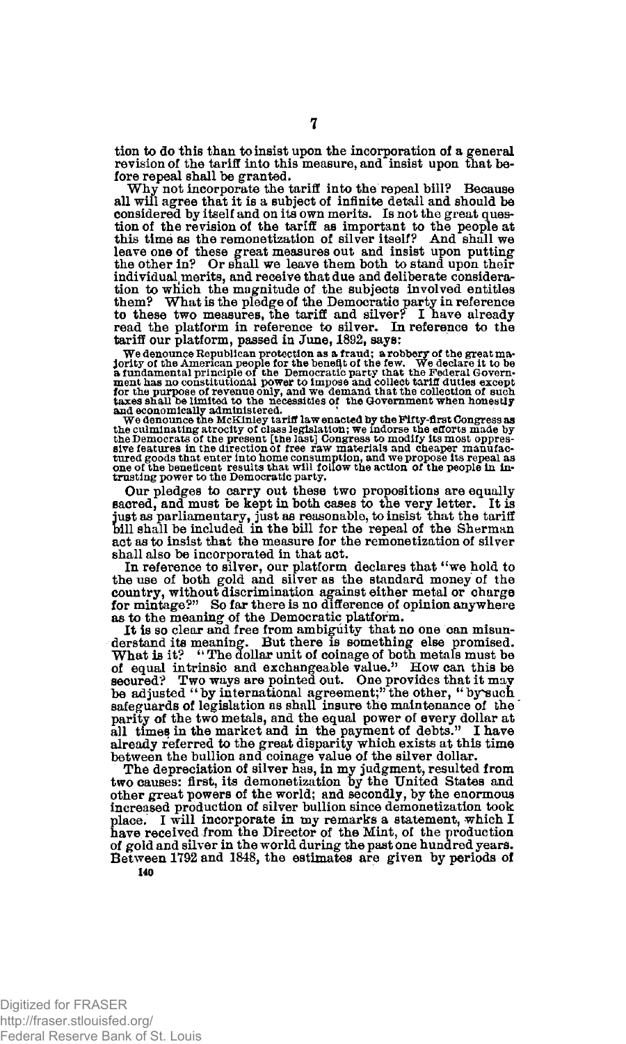tion to do this than to insist upon the incorporation of a general revision of the tariff into this measure, and insist upon that before repeal shall be granted.

Why not incorporate the tariff into the repeal bill? Because all will agree that it is a subject of infinite detail and should be considered by itself and on its own merits. Is not the great question of the revision of the tariff as important to the people at this time as the remonetization of silver itself? And shall we leave one of these great measures out and insist upon putting the other in? Or shall we leave them both to stand upon their individual merits, and receive that due and deliberate consideration to which the magnitude of the subjects involved entitles them? What is the pledge of the Democratic party in reference to these two measures, the tariff and silver? I have already read the platform in reference to silver. In reference to the tariff our platform, passed in June, 1892, says:

> We denounce Republican protection as a fraud; a robbery of the great majority of the American people for the benefit of the few. We declare it to be a fundamental principle of the Democratic party that the Federal Government has no constitutional power to impose and collect tariff duties except for the purpose of revenue only, and we demand that the collection of such taxes shall be limited to the necessities of the Government when honestly and economically administered.
>
> We denounce the McKinley tariff law enacted by the Fifty-first Congress as the culminating atrocity of class legislation; we indorse the efforts made by the Democrats of the present [the last] Congress to modify its most oppressive features in the direction of free raw materials and cheaper manufactured goods that enter into home consumption, and we propose its repeal as one of the beneficent results that will follow the action of the people in intrusting power to the Democratic party.

Our pledges to carry out these two propositions are equally sacred, and must be kept in both cases to the very letter. It is just as parliamentary, just as reasonable, to insist that the tariff bill shall be included in the bill for the repeal of the Sherman act as to insist that the measure for the remonetization of silver shall also be incorporated in that act.

In reference to silver, our platform declares that "we hold to the use of both gold and silver as the standard money of the country, without discrimination against either metal or charge for mintage?" So far there is no difference of opinion anywhere as to the meaning of the Democratic platform.

It is so clear and free from ambiguity that no one can misunderstand its meaning. But there is something else promised. What is it? "The dollar unit of coinage of both metals must be of equal intrinsic and exchangeable value." How can this be secured? Two ways are pointed out. One provides that it may be adjusted "by international agreement;" the other, "by such safeguards of legislation as shall insure the maintenance of the parity of the two metals, and the equal power of every dollar at all times in the market and in the payment of debts." I have already referred to the great disparity which exists at this time between the bullion and coinage value of the silver dollar.

The depreciation of silver has, in my judgment, resulted from two causes: first, its demonetization by the United States and other great powers of the world; and secondly, by the enormous increased production of silver bullion since demonetization took place. I will incorporate in my remarks a statement, which I have received from the Director of the Mint, of the production of gold and silver in the world during the past one hundred years. Between 1792 and 1848, the estimates are given by periods of

140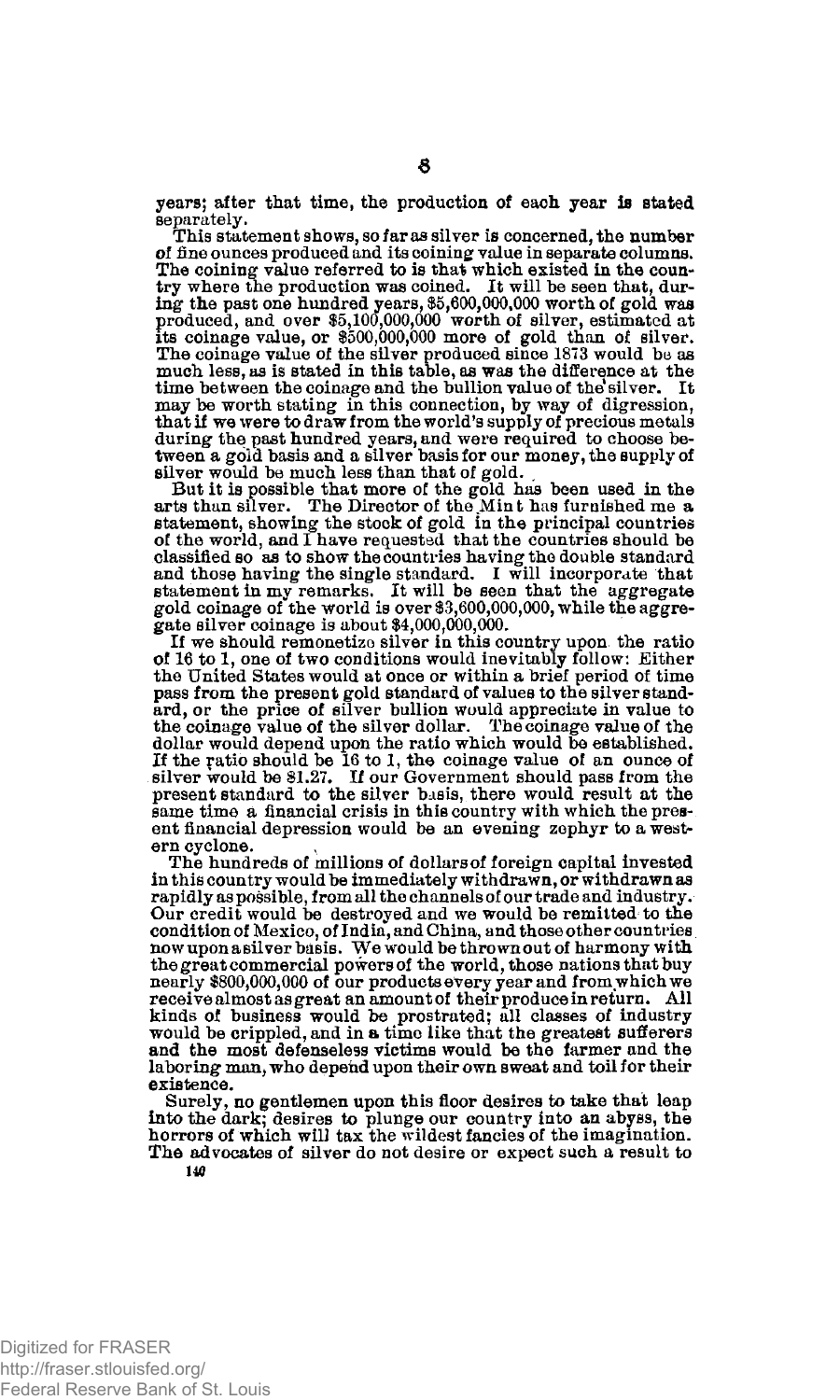years; after that time, the production of each year is stated separately.

This statement shows, so far as silver is concerned, the number of fine ounces produced and its coining value in separate columns. The coining value referred to is that which existed in the country where the production was coined. It will be seen that, during the past one hundred years, $5,600,000,000 worth of gold was produced, and over $5,100,000,000 worth of silver, estimated at its coinage value, or $500,000,000 more of gold than of silver. The coinage value of the silver produced since 1873 would be as much less, as is stated in this table, as was the difference at the time between the coinage and the bullion value of the silver. It may be worth stating in this connection, by way of digression, that if we were to draw from the world's supply of precious metals during the past hundred years, and were required to choose between a gold basis and a silver basis for our money, the supply of silver would be much less than that of gold.

But it is possible that more of the gold has been used in the arts than silver. The Director of the Mint has furnished me a statement, showing the stock of gold in the principal countries of the world, and I have requested that the countries should be classified so as to show the countries having the double standard and those having the single standard. I will incorporate that statement in my remarks. It will be seen that the aggregate gold coinage of the world is over $3,600,000,000, while the aggregate silver coinage is about $4,000,000,000.

If we should remonetize silver in this country upon the ratio of 16 to 1, one of two conditions would inevitably follow: Either the United States would at once or within a brief period of time pass from the present gold standard of values to the silver standard, or the price of silver bullion would appreciate in value to the coinage value of the silver dollar. The coinage value of the dollar would depend upon the ratio which would be established. If the ratio should be 16 to 1, the coinage value of an ounce of silver would be $1.27. If our Government should pass from the present standard to the silver basis, there would result at the same time a financial crisis in this country with which the present financial depression would be an evening zephyr to a western cyclone.

The hundreds of millions of dollars of foreign capital invested in this country would be immediately withdrawn, or withdrawn as rapidly as possible, from all the channels of our trade and industry. Our credit would be destroyed and we would be remitted to the condition of Mexico, of India, and China, and those other countries now upon a silver basis. We would be thrown out of harmony with the great commercial powers of the world, those nations that buy nearly $800,000,000 of our products every year and from which we receive almost as great an amount of their produce in return. All kinds of business would be prostrated; all classes of industry would be crippled, and in a time like that the greatest sufferers and the most defenseless victims would be the farmer and the laboring man, who depend upon their own sweat and toil for their existence.

Surely, no gentlemen upon this floor desires to take that leap into the dark; desires to plunge our country into an abyss, the horrors of which will tax the wildest fancies of the imagination. The advocates of silver do not desire or expect such a result to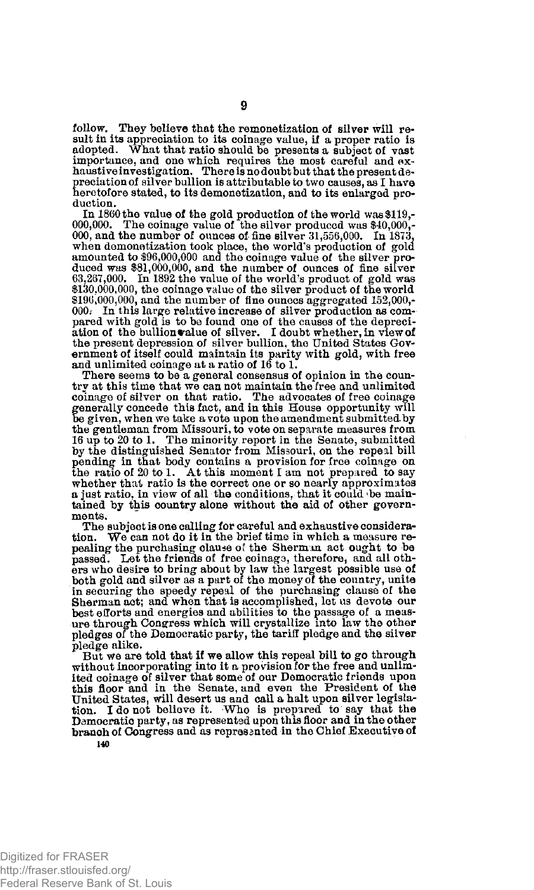follow. They believe that the remonetization of silver will result in its appreciation to its coinage value, if a proper ratio is adopted. What that ratio should be presents a subject of vast importance, and one which requires the most careful and exhaustive investigation. There is no doubt but that the present depreciation of silver bullion is attributable to two causes, as I have heretofore stated, to its demonetization, and to its enlarged production.

In 1860 the value of the gold production of the world was $119,000,000. The coinage value of the silver produced was $40,000,000, and the number of ounces of fine silver 31,556,000. In 1873, when demonetization took place, the world's production of gold amounted to $96,000,000 and the coinage value of the silver produced was $81,000,000, and the number of ounces of fine silver 63,267,000. In 1892 the value of the world's product of gold was $130,000,000, the coinage value of the silver product of the world $196,000,000, and the number of fine ounces aggregated 152,000,000. In this large relative increase of silver production as compared with gold is to be found one of the causes of the depreciation of the bullion value of silver. I doubt whether, in view of the present depression of silver bullion, the United States Government of itself could maintain its parity with gold, with free and unlimited coinage at a ratio of 16 to 1.

There seems to be a general consensus of opinion in the country at this time that we can not maintain the free and unlimited coinage of silver on that ratio. The advocates of free coinage generally concede this fact, and in this House opportunity will be given, when we take a vote upon the amendment submitted by the gentleman from Missouri, to vote on separate measures from 16 up to 20 to 1. The minority report in the Senate, submitted by the distinguished Senator from Missouri, on the repeal bill pending in that body contains a provision for free coinage on the ratio of 20 to 1. At this moment I am not prepared to say whether that ratio is the correct one or so nearly approximates a just ratio, in view of all the conditions, that it could be maintained by this country alone without the aid of other governments.

The subject is one calling for careful and exhaustive consideration. We can not do it in the brief time in which a measure repealing the purchasing clause of the Sherman act ought to be passed. Let the friends of free coinage, therefore, and all others who desire to bring about by law the largest possible use of both gold and silver as a part of the money of the country, unite in securing the speedy repeal of the purchasing clause of the Sherman act; and when that is accomplished, let us devote our best efforts and energies and abilities to the passage of a measure through Congress which will crystallize into law the other pledges of the Democratic party, the tariff pledge and the silver pledge alike.

But we are told that if we allow this repeal bill to go through without incorporating into it a provision for the free and unlimited coinage of silver that some of our Democratic friends upon this floor and in the Senate, and even the President of the United States, will desert us and call a halt upon silver legislation. I do not believe it. Who is prepared to say that the Democratic party, as represented upon this floor and in the other branch of Congress and as represented in the Chief Executive of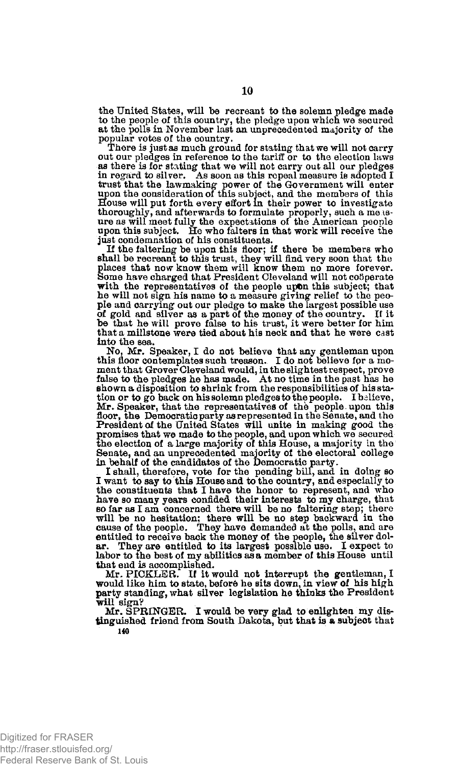the United States, will be recreant to the solemn pledge made to the people of this country, the pledge upon which we secured at the polls in November last an unprecedented majority of the popular votes of the country.

There is just as much ground for stating that we will not carry out our pledges in reference to the tariff or to the election laws as there is for stating that we will not carry out all our pledges in regard to silver. As soon as this repeal measure is adopted I trust that the lawmaking power of the Government will enter upon the consideration of this subject, and the members of this House will put forth every effort in their power to investigate thoroughly, and afterwards to formulate properly, such a measure as will meet fully the expectations of the American people upon this subject. He who falters in that work will receive the just condemnation of his constituents.

If the faltering be upon this floor; if there be members who shall be recreant to this trust, they will find very soon that the places that now know them will know them no more forever. Some have charged that President Cleveland will not coöperate with the representatives of the people upon this subject; that he will not sign his name to a measure giving relief to the people and carrying out our pledge to make the largest possible use of gold and silver as a part of the money of the country. If it be that he will prove false to his trust, it were better for him that a millstone were tied about his neck and that he were cast into the sea.

No, Mr. Speaker, I do not believe that any gentleman upon this floor contemplates such treason. I do not believe for a moment that Grover Cleveland would, in the slightest respect, prove false to the pledges he has made. At no time in the past has he shown a disposition to shrink from the responsibilities of his station or to go back on his solemn pledges to the people. I believe, Mr. Speaker, that the representatives of the people upon this floor, the Democratic party as represented in the Senate, and the President of the United States will unite in making good the promises that we made to the people, and upon which we secured the election of a large majority of this House, a majority in the Senate, and an unprecedented majority of the electoral college in behalf of the candidates of the Democratic party.

I shall, therefore, vote for the pending bill, and in doing so I want to say to this House and to the country, and especially to the constituents that I have the honor to represent, and who have so many years confided their interests to my charge, that so far as I am concerned there will be no faltering step; there will be no hesitation; there will be no step backward in the cause of the people. They have demanded at the polls, and are entitled to receive back the money of the people, the silver dollar. They are entitled to its largest possible use. I expect to labor to the best of my abilities as a member of this House until that end is accomplished.

Mr. PICKLER. If it would not interrupt the gentleman, I would like him to state, before he sits down, in view of his high party standing, what silver legislation he thinks the President will sign?

Mr. SPRINGER. I would be very glad to enlighten my distinguished friend from South Dakota, but that is a subject that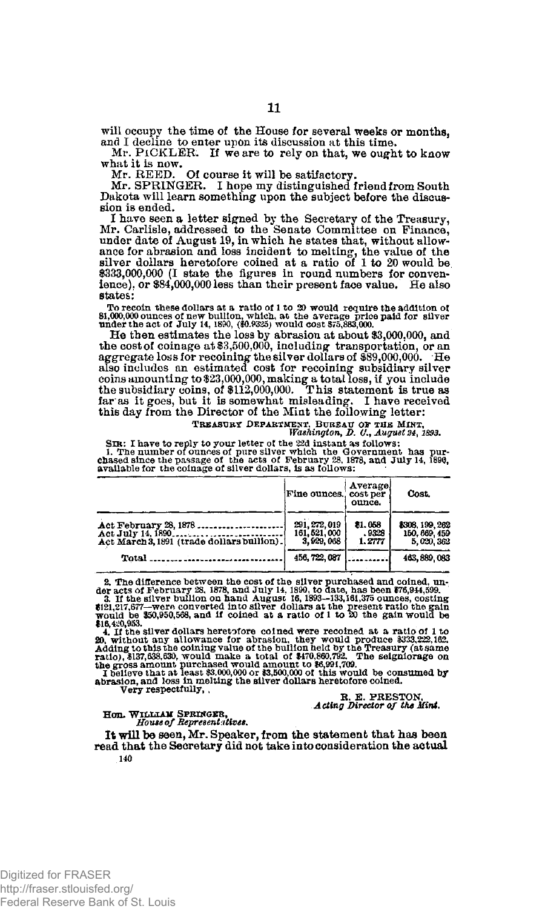will occupy the time of the House for several weeks or months, and I decline to enter upon its discussion at this time.

Mr. PICKLER. If we are to rely on that, we ought to know what it is now.

Mr. REED. Of course it will be satisfactory.

Mr. SPRINGER. I hope my distinguished friend from South Dakota will learn something upon the subject before the discussion is ended.

I have seen a letter signed by the Secretary of the Treasury, Mr. Carlisle, addressed to the Senate Committee on Finance, under date of August 19, in which he states that, without allowance for abrasion and loss incident to melting, the value of the silver dollars heretofore coined at a ratio of 1 to 20 would be $333,000,000 (I state the figures in round numbers for convenience), or $84,000,000 less than their present face value. He also states:

> To recoin these dollars at a ratio of 1 to 20 would require the addition of 81,000,000 ounces of new bullion, which, at the average price paid for silver under the act of July 14, 1890, ($0.9325) would cost $75,883,000.

He then estimates the loss by abrasion at about $3,000,000, and the cost of coinage at $3,500,000, including transportation, or an aggregate loss for recoining the silver dollars of $89,000,000. He also includes an estimated cost for recoining subsidiary silver coins amounting to $23,000,000, making a total loss, if you include the subsidiary coins, of $112,000,000. This statement is true as far as it goes, but it is somewhat misleading. I have received this day from the Director of the Mint the following letter:

TREASURY DEPARTMENT, BUREAU OF THE MINT,
*Washington, D. C., August 24, 1893.*

SIR: I have to reply to your letter of the 22d instant as follows:

1. The number of ounces of pure silver which the Government has purchased since the passage of the acts of February 28, 1878, and July 14, 1890, available for the coinage of silver dollars, is as follows:

| | Fine ounces. | Average cost per ounce. | Cost. |
|---|---|---|---|
| Act February 28, 1878 | 291,272,019 | $1.058 | $308,199,262 |
| Act July 14, 1890 | 161,521,000 | .9328 | 150,669,459 |
| Act March 3, 1891 (trade dollars bullion) | 3,929,068 | 1.2777 | 5,020,362 |
| Total | 456,722,087 | | 463,889,083 |

2. The difference between the cost of the silver purchased and coined, under acts of February 28, 1878, and July 14, 1890, to date, has been $76,944,599.

3. If the silver bullion on hand August 16, 1893—133,161,375 ounces, costing $121,217,677—were converted into silver dollars at the present ratio the gain would be $50,950,568, and if coined at a ratio of 1 to 20 the gain would be $16,420,953.

4. If the silver dollars heretofore coined were recoined at a ratio of 1 to 20, without any allowance for abrasion, they would produce $333,222,162. Adding to this the coining value of the bullion held by the Treasury (at same ratio), $137,638,630, would make a total of $470,860,792. The seigniorage on the gross amount purchased would amount to $6,991,709.

I believe that at least $3,000,000 or $3,500,000 of this would be consumed by abrasion, and loss in melting the silver dollars heretofore coined.

Very respectfully,

R. E. PRESTON,
*Acting Director of the Mint.*

Hon. WILLIAM SPRINGER,
*House of Representatives.*

It will be seen, Mr. Speaker, from the statement that has been read that the Secretary did not take into consideration the actual

140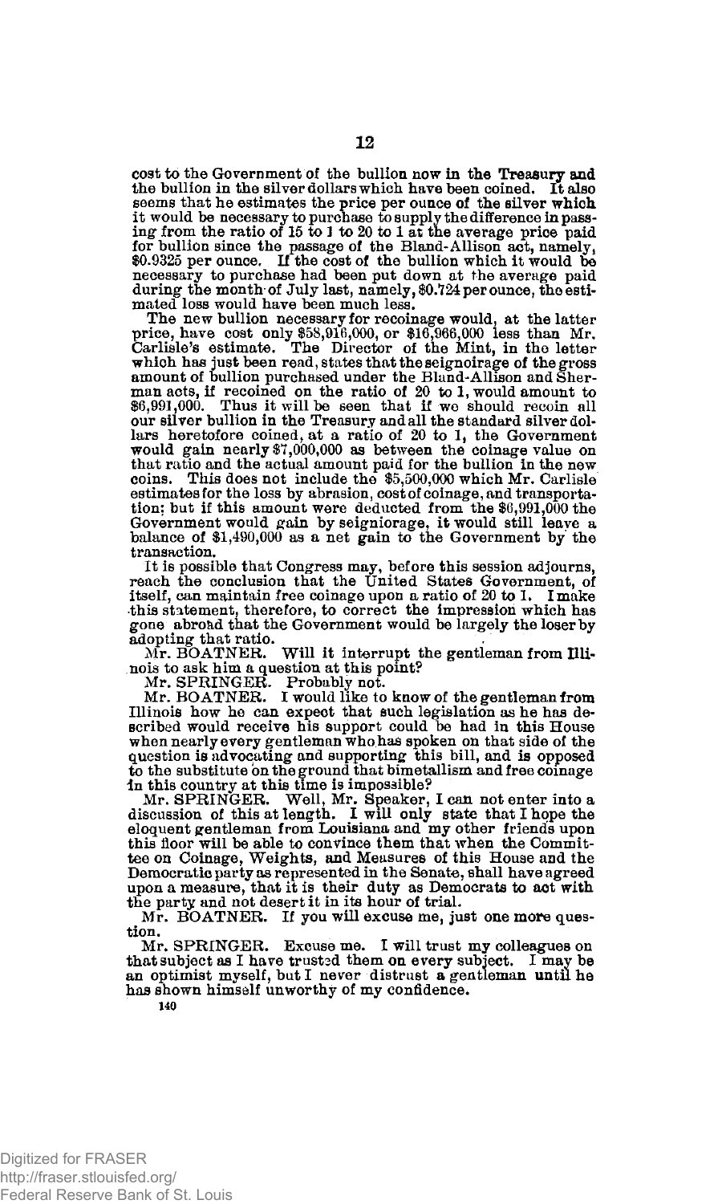cost to the Government of the bullion now in the Treasury and the bullion in the silver dollars which have been coined. It also seems that he estimates the price per ounce of the silver which it would be necessary to purchase to supply the difference in passing from the ratio of 15 to 1 to 20 to 1 at the average price paid for bullion since the passage of the Bland-Allison act, namely, $0.9325 per ounce. If the cost of the bullion which it would be necessary to purchase had been put down at the average paid during the month of July last, namely, $0.724 per ounce, the estimated loss would have been much less.

The new bullion necessary for recoinage would, at the latter price, have cost only $58,916,000, or $16,966,000 less than Mr. Carlisle's estimate. The Director of the Mint, in the letter which has just been read, states that the seignoirage of the gross amount of bullion purchased under the Bland-Allison and Sherman acts, if recoined on the ratio of 20 to 1, would amount to $6,991,000. Thus it will be seen that if we should recoin all our silver bullion in the Treasury and all the standard silver dollars heretofore coined, at a ratio of 20 to 1, the Government would gain nearly $7,000,000 as between the coinage value on that ratio and the actual amount paid for the bullion in the new coins. This does not include the $5,500,000 which Mr. Carlisle estimates for the loss by abrasion, cost of coinage, and transportation; but if this amount were deducted from the $6,991,000 the Government would gain by seigniorage, it would still leave a balance of $1,490,000 as a net gain to the Government by the transaction.

It is possible that Congress may, before this session adjourns, reach the conclusion that the United States Government, of itself, can maintain free coinage upon a ratio of 20 to 1. I make this statement, therefore, to correct the impression which has gone abroad that the Government would be largely the loser by adopting that ratio.

Mr. BOATNER. Will it interrupt the gentleman from Illinois to ask him a question at this point?

Mr. SPRINGER. Probably not.

Mr. BOATNER. I would like to know of the gentleman from Illinois how he can expect that such legislation as he has described would receive his support could be had in this House when nearly every gentleman who has spoken on that side of the question is advocating and supporting this bill, and is opposed to the substitute on the ground that bimetallism and free coinage in this country at this time is impossible?

Mr. SPRINGER. Well, Mr. Speaker, I can not enter into a discussion of this at length. I will only state that I hope the eloquent gentleman from Louisiana and my other friends upon this floor will be able to convince them that when the Committee on Coinage, Weights, and Measures of this House and the Democratic party as represented in the Senate, shall have agreed upon a measure, that it is their duty as Democrats to act with the party and not desert it in its hour of trial.

Mr. BOATNER. If you will excuse me, just one more question.

Mr. SPRINGER. Excuse me. I will trust my colleagues on that subject as I have trusted them on every subject. I may be an optimist myself, but I never distrust a gentleman until he has shown himself unworthy of my confidence.

140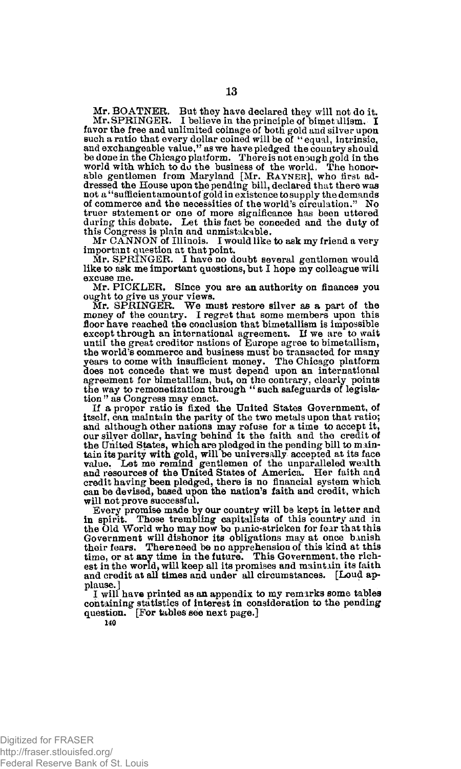Mr. BOATNER. But they have declared they will not do it.

Mr. SPRINGER. I believe in the principle of bimetallism. I favor the free and unlimited coinage of both gold and silver upon such a ratio that every dollar coined will be of "equal, intrinsic, and exchangeable value," as we have pledged the country should be done in the Chicago platform. There is not enough gold in the world with which to do the business of the world. The honorable gentlemen from Maryland [Mr. RAYNER], who first addressed the House upon the pending bill, declared that there was not a "sufficient amount of gold in existence to supply the demands of commerce and the necessities of the world's circulation." No truer statement or one of more significance has been uttered during this debate. Let this fact be conceded and the duty of this Congress is plain and unmistakable.

Mr CANNON of Illinois. I would like to ask my friend a very important question at that point.

Mr. SPRINGER. I have no doubt several gentlemen would like to ask me important questions, but I hope my colleague will excuse me.

Mr. PICKLER. Since you are an authority on finances you ought to give us your views.

Mr. SPRINGER. We must restore silver as a part of the money of the country. I regret that some members upon this floor have reached the conclusion that bimetallism is impossible except through an international agreement. If we are to wait until the great creditor nations of Europe agree to bimetallism, the world's commerce and business must be transacted for many years to come with insufficient money. The Chicago platform does not concede that we must depend upon an international agreement for bimetallism, but, on the contrary, clearly points the way to remonetization through "such safeguards of legislation" as Congress may enact.

If a proper ratio is fixed the United States Government, of itself, can maintain the parity of the two metals upon that ratio; and although other nations may refuse for a time to accept it, our silver dollar, having behind it the faith and the credit of the United States, which are pledged in the pending bill to maintain its parity with gold, will be universally accepted at its face value. Let me remind gentlemen of the unparalleled wealth and resources of the United States of America. Her faith and credit having been pledged, there is no financial system which can be devised, based upon the nation's faith and credit, which will not prove successful.

Every promise made by our country will be kept in letter and in spirit. Those trembling capitalists of this country and in the Old World who may now be panic-stricken for fear that this Government will dishonor its obligations may at once banish their fears. There need be no apprehension of this kind at this time, or at any time in the future. This Government, the richest in the world, will keep all its promises and maintain its faith and credit at all times and under all circumstances. [Loud applause.]

I will have printed as an appendix to my remarks some tables containing statistics of interest in consideration to the pending question. [For tables see next page.]

140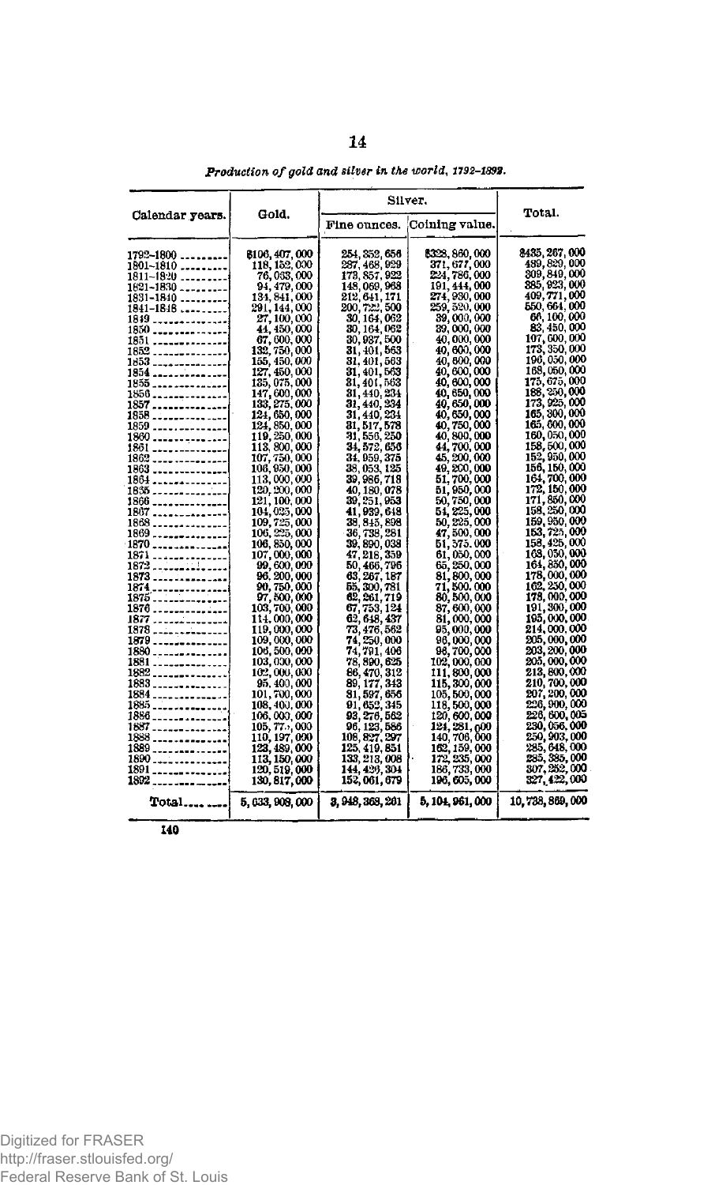*Production of gold and silver in the world, 1792–1892.*

| Calendar years. | Gold. | Silver. | | Total. |
|---|---|---|---|---|
| | | Fine ounces. | Coining value. | |
| 1792–1800 | $106,407,000 | 254,352,656 | $328,860,000 | $435,267,000 |
| 1801–1810 | 118,152,000 | 287,468,929 | 371,677,000 | 489,829,000 |
| 1811–1820 | 76,063,000 | 173,857,922 | 224,786,000 | 309,849,000 |
| 1821–1830 | 94,479,000 | 148,069,968 | 191,444,000 | 285,923,000 |
| 1831–1840 | 134,841,000 | 212,641,171 | 274,930,000 | 409,771,000 |
| 1841–1848 | 291,144,000 | 200,722,500 | 259,520,000 | 550,664,000 |
| 1849 | 27,100,000 | 30,164,062 | 39,000,000 | 66,100,000 |
| 1850 | 44,450,000 | 30,164,062 | 39,000,000 | 83,450,000 |
| 1851 | 67,600,000 | 30,937,500 | 40,000,000 | 107,600,000 |
| 1852 | 132,750,000 | 31,401,563 | 40,600,000 | 173,350,000 |
| 1853 | 155,450,000 | 31,401,563 | 40,600,000 | 196,050,000 |
| 1854 | 127,450,000 | 31,401,563 | 40,600,000 | 168,050,000 |
| 1855 | 135,075,000 | 31,401,563 | 40,600,000 | 175,675,000 |
| 1856 | 147,600,000 | 31,440,234 | 40,650,000 | 188,250,000 |
| 1857 | 133,275,000 | 31,440,234 | 40,650,000 | 173,925,000 |
| 1858 | 124,650,000 | 31,440,234 | 40,650,000 | 165,300,000 |
| 1859 | 124,850,000 | 31,517,578 | 40,750,000 | 165,600,000 |
| 1860 | 119,250,000 | 31,556,250 | 40,800,000 | 160,050,000 |
| 1861 | 113,800,000 | 34,572,656 | 44,700,000 | 158,500,000 |
| 1862 | 107,750,000 | 34,959,375 | 45,200,000 | 152,950,000 |
| 1863 | 106,950,000 | 38,053,125 | 49,200,000 | 156,150,000 |
| 1864 | 113,000,000 | 39,986,718 | 51,700,000 | 164,700,000 |
| 1865 | 120,200,000 | 40,180,078 | 51,950,000 | 172,150,000 |
| 1866 | 121,100,000 | 39,251,953 | 50,750,000 | 171,850,000 |
| 1867 | 104,025,000 | 41,939,648 | 54,225,000 | 158,250,000 |
| 1868 | 109,725,000 | 38,845,898 | 50,225,000 | 159,950,000 |
| 1869 | 106,225,000 | 36,738,281 | 47,500,000 | 153,725,000 |
| 1870 | 106,850,000 | 39,890,038 | 51,575,000 | 158,425,000 |
| 1871 | 107,000,000 | 47,218,359 | 61,050,000 | 168,050,000 |
| 1872 | 99,600,000 | 50,466,796 | 65,250,000 | 164,850,000 |
| 1873 | 96,200,000 | 63,267,187 | 81,800,000 | 178,000,000 |
| 1874 | 90,750,000 | 55,300,781 | 71,500,000 | 162,250,000 |
| 1875 | 97,500,000 | 62,261,719 | 80,500,000 | 178,000,000 |
| 1876 | 103,700,000 | 67,753,124 | 87,600,000 | 191,300,000 |
| 1877 | 114,000,000 | 62,648,437 | 81,000,000 | 195,000,000 |
| 1878 | 119,000,000 | 73,476,562 | 95,000,000 | 214,000,000 |
| 1879 | 109,000,000 | 74,250,000 | 96,000,000 | 205,000,000 |
| 1880 | 106,500,000 | 74,791,406 | 96,700,000 | 203,200,000 |
| 1881 | 103,000,000 | 78,890,625 | 102,000,000 | 205,000,000 |
| 1882 | 102,000,000 | 86,470,312 | 111,800,000 | 213,800,000 |
| 1883 | 95,400,000 | 89,177,343 | 115,300,000 | 210,700,000 |
| 1884 | 101,700,000 | 81,597,656 | 105,500,000 | 207,200,000 |
| 1885 | 108,400,000 | 91,652,345 | 118,500,000 | 226,900,000 |
| 1886 | 106,000,000 | 93,276,562 | 120,600,000 | 226,600,005 |
| 1887 | 105,775,000 | 96,123,586 | 124,281,000 | 230,056,000 |
| 1888 | 110,197,000 | 108,827,297 | 140,706,000 | 250,903,000 |
| 1889 | 123,489,000 | 125,419,851 | 162,159,000 | 285,648,000 |
| 1890 | 113,150,000 | 133,213,008 | 172,235,000 | 285,385,000 |
| 1891 | 120,519,000 | 144,426,304 | 186,733,000 | 307,252,000 |
| 1892 | 130,817,000 | 152,061,679 | 196,605,000 | 327,422,000 |
| Total | 5,633,908,000 | 3,948,368,261 | 5,104,961,000 | 10,738,869,000 |

140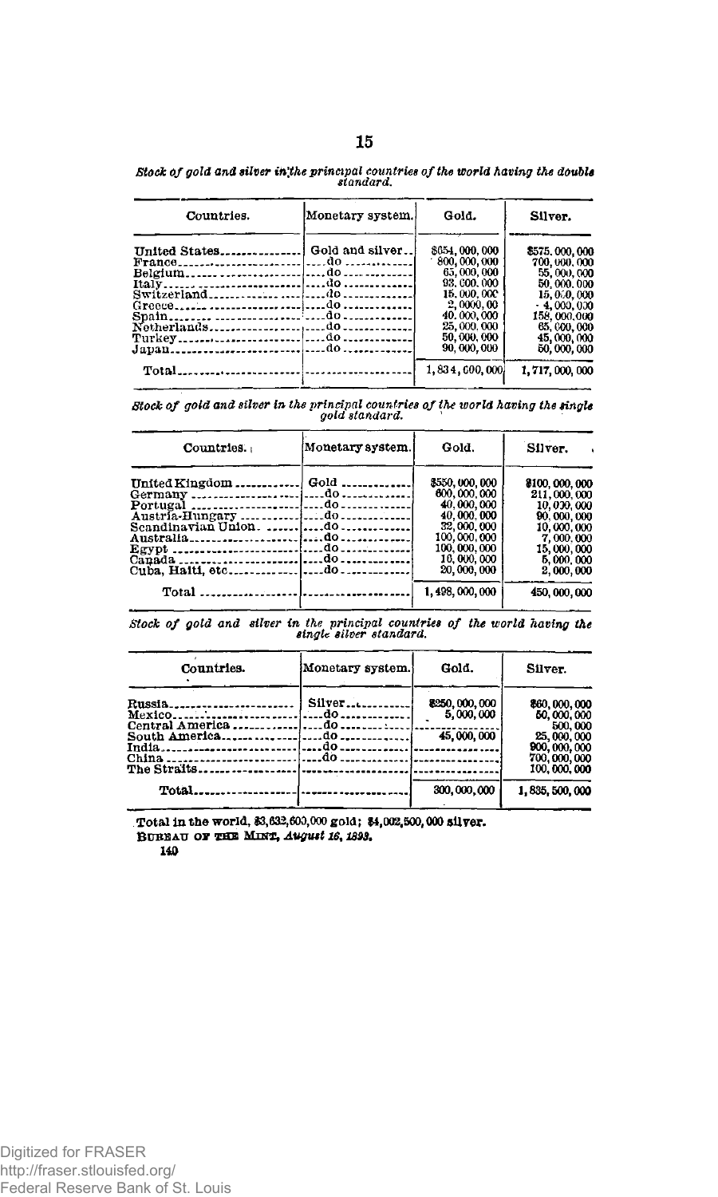*Stock of gold and silver in the principal countries of the world having the double standard.*

| Countries. | Monetary system. | Gold. | Silver. |
|---|---|---|---|
| United States | Gold and silver | $654,000,000 | $575,000,000 |
| France | do | 800,000,000 | 700,000,000 |
| Belgium | do | 65,000,000 | 55,000,000 |
| Italy | do | 93,000,000 | 50,000,000 |
| Switzerland | do | 15,000,000 | 15,000,000 |
| Greece | do | 2,0000,00 | 4,000,000 |
| Spain | do | 40,000,000 | 158,000,000 |
| Netherlands | do | 25,000,000 | 65,000,000 |
| Turkey | do | 50,000,000 | 45,000,000 |
| Japan | do | 90,000,000 | 50,000,000 |
| Total | | 1,834,000,000 | 1,717,000,000 |

*Stock of gold and silver in the principal countries of the world having the single gold standard.*

| Countries. | Monetary system. | Gold. | Silver. |
|---|---|---|---|
| United Kingdom | Gold | $550,000,000 | $100,000,000 |
| Germany | do | 600,000,000 | 211,000,000 |
| Portugal | do | 40,000,000 | 10,000,000 |
| Austria-Hungary | do | 40,000,000 | 90,000,000 |
| Scandinavian Union | do | 32,000,000 | 10,000,000 |
| Australia | do | 100,000,000 | 7,000,000 |
| Egypt | do | 100,000,000 | 15,000,000 |
| Canada | do | 16,000,000 | 5,000,000 |
| Cuba, Haiti, etc | do | 20,000,000 | 2,000,000 |
| Total | | 1,498,000,000 | 450,000,000 |

*Stock of gold and silver in the principal countries of the world having the single silver standard.*

| Countries. | Monetary system. | Gold. | Silver. |
|---|---|---|---|
| Russia | Silver | $250,000,000 | $60,000,000 |
| Mexico | do | 5,000,000 | 50,000,000 |
| Central America | do | | 500,000 |
| South America | do | 45,000,000 | 25,000,000 |
| India | do | | 900,000,000 |
| China | do | | 700,000,000 |
| The Straits | | | 100,000,000 |
| Total | | 300,000,000 | 1,835,500,000 |

Total in the world, $3,632,600,000 gold; $4,002,500,000 silver.

BUREAU OF THE MINT, *August 16, 1893.*

140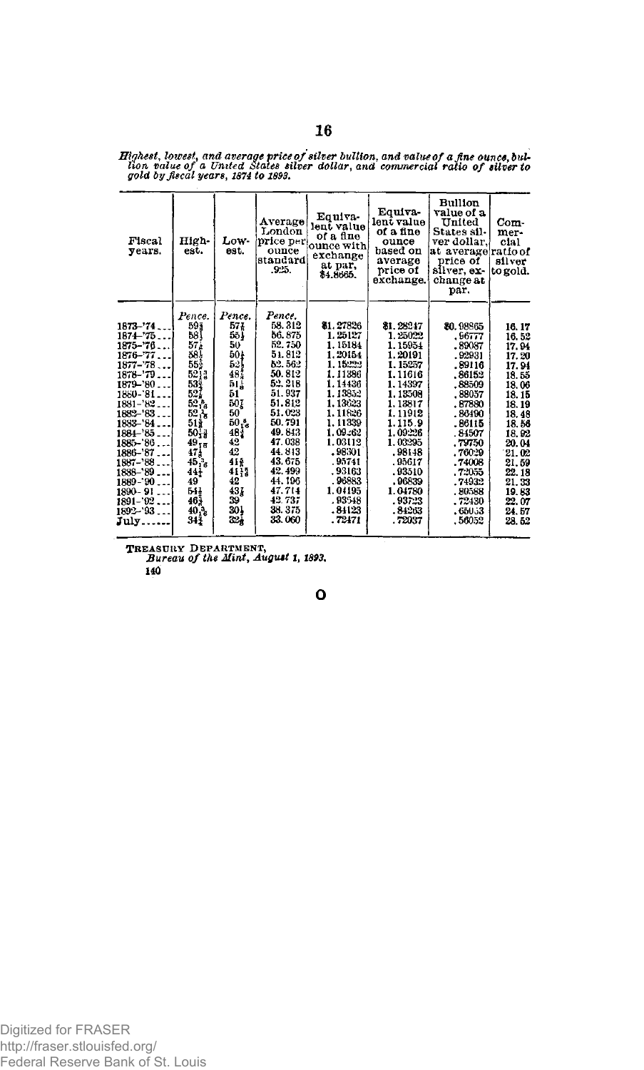*Highest, lowest, and average price of silver bullion, and value of a fine ounce, bullion value of a United States silver dollar, and commercial ratio of silver to gold by fiscal years, 1874 to 1893.*

| Fiscal years. | Highest. | Lowest. | Average London price per ounce standard .925. | Equivalent value of a fine ounce with exchange at par, $4.8665. | Equivalent value of a fine ounce based on average price of exchange. | Bullion value of a United States silver dollar, at average price of silver, exchange at par. | Commercial ratio of silver to gold. |
|---|---|---|---|---|---|---|---|
| | *Pence.* | *Pence.* | *Pence.* | | | | |
| 1873-'74 | 59⅜ | 57¼ | 58.312 | $1.27826 | $1.28247 | $0.98865 | 16.17 |
| 1874-'75 | 58¼ | 55½ | 56.875 | 1.25127 | 1.25022 | .96777 | 16.52 |
| 1875-'76 | 57⅛ | 50 | 52.750 | 1.15184 | 1.15954 | .89087 | 17.94 |
| 1876-'77 | 58½ | 50½ | 51.812 | 1.20154 | 1.20191 | .92931 | 17.20 |
| 1877-'78 | 55½ | 52¼ | 52.562 | 1.15222 | 1.15257 | .89116 | 17.94 |
| 1878-'79 | 52$\frac{13}{16}$ | 48¾ | 50.812 | 1.11386 | 1.11616 | .86152 | 18.55 |
| 1879-'80 | 53¾ | 51⅛ | 52.218 | 1.14436 | 1.14397 | .88509 | 18.06 |
| 1880-'81 | 52⅞ | 51 | 51.937 | 1.13852 | 1.13508 | .88057 | 18.15 |
| 1881-'82 | 52$\frac{5}{16}$ | 50⅞ | 51.812 | 1.13623 | 1.13817 | .87880 | 18.19 |
| 1882-'83 | 52$\frac{1}{16}$ | 50 | 51.023 | 1.11826 | 1.11912 | .86490 | 18.48 |
| 1883-'84 | 51⅜ | 50$\frac{5}{16}$ | 50.791 | 1.11339 | 1.115.9 | .86115 | 18.56 |
| 1884-'85 | 50$\frac{13}{16}$ | 48¾ | 49.843 | 1.09262 | 1.09226 | .84507 | 18.92 |
| 1885-'86 | 49$\frac{1}{16}$ | 42 | 47.038 | 1.03112 | 1.03295 | .79750 | 20.04 |
| 1886-'87 | 47½ | 42 | 44.813 | .98301 | .98148 | .76029 | 21.02 |
| 1887-'88 | 45$\frac{3}{16}$ | 41⅝ | 43.675 | .95741 | .95617 | .74008 | 21.59 |
| 1888-'89 | 44½ | 41$\frac{11}{16}$ | 42.499 | .93163 | .93510 | .72055 | 22.18 |
| 1889-'90 | 49 | 42 | 44.196 | .96883 | .96839 | .74932 | 21.33 |
| 1890-'91 | 54½ | 43⅞ | 47.714 | 1.04195 | 1.04780 | .80588 | 19.83 |
| 1891-'92 | 46¾ | 39 | 42.737 | .93548 | .93723 | .72430 | 22.07 |
| 1892-'93 | 40$\frac{3}{16}$ | 30½ | 38.375 | .84123 | .84263 | .65063 | 24.57 |
| July | 34½ | 32⅞ | 33.060 | .72471 | .72037 | .56052 | 28.52 |

TREASURY DEPARTMENT,
*Bureau of the Mint, August 1, 1893.*

140

O